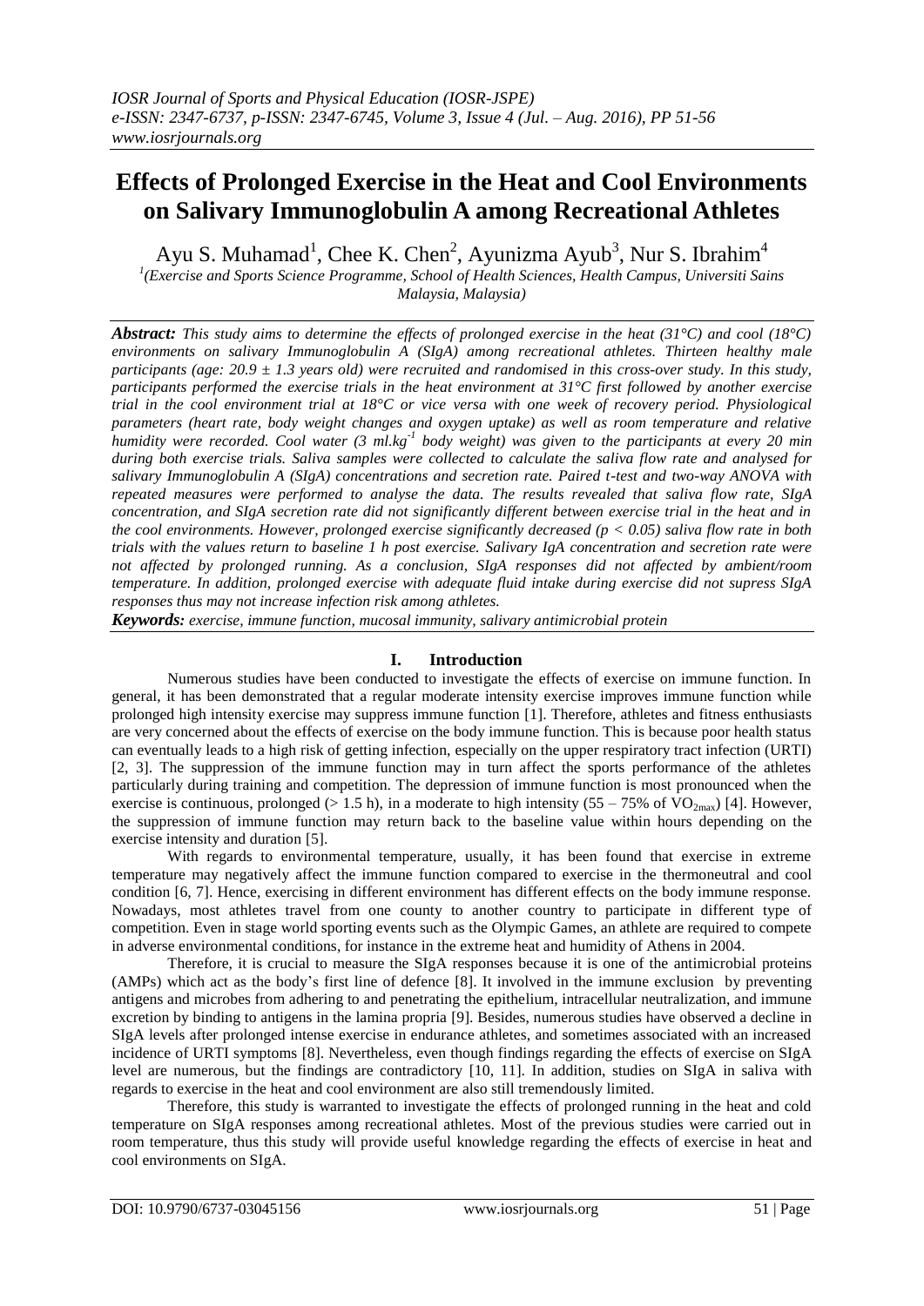# Effects of Prolonged Exercise in the Heat and Cool Environments on Salivary Immunoglobulin A among Recreational Athletes

Ayu S. Muhamad[1], Chee K. Chen[2], Ayunizma Ayub[3], Nur S. Ibrahim[4]

[1](Exercise and Sports Science Programme, School of Health Sciences, Health Campus, Universiti Sains Malaysia, Malaysia)

***Abstract:*** *This study aims to determine the effects of prolonged exercise in the heat (31°C) and cool (18°C) environments on salivary Immunoglobulin A (SIgA) among recreational athletes. Thirteen healthy male participants (age: 20.9 ± 1.3 years old) were recruited and randomised in this cross-over study. In this study, participants performed the exercise trials in the heat environment at 31°C first followed by another exercise trial in the cool environment trial at 18°C or vice versa with one week of recovery period. Physiological parameters (heart rate, body weight changes and oxygen uptake) as well as room temperature and relative humidity were recorded. Cool water (3 ml.kg$^{-1}$ body weight) was given to the participants at every 20 min during both exercise trials. Saliva samples were collected to calculate the saliva flow rate and analysed for salivary Immunoglobulin A (SIgA) concentrations and secretion rate. Paired t-test and two-way ANOVA with repeated measures were performed to analyse the data. The results revealed that saliva flow rate, SIgA concentration, and SIgA secretion rate did not significantly different between exercise trial in the heat and in the cool environments. However, prolonged exercise significantly decreased ($p < 0.05$) saliva flow rate in both trials with the values return to baseline 1 h post exercise. Salivary IgA concentration and secretion rate were not affected by prolonged running. As a conclusion, SIgA responses did not affected by ambient/room temperature. In addition, prolonged exercise with adequate fluid intake during exercise did not supress SIgA responses thus may not increase infection risk among athletes.*

***Keywords:*** *exercise, immune function, mucosal immunity, salivary antimicrobial protein*

## I. Introduction

Numerous studies have been conducted to investigate the effects of exercise on immune function. In general, it has been demonstrated that a regular moderate intensity exercise improves immune function while prolonged high intensity exercise may suppress immune function [1]. Therefore, athletes and fitness enthusiasts are very concerned about the effects of exercise on the body immune function. This is because poor health status can eventually leads to a high risk of getting infection, especially on the upper respiratory tract infection (URTI) [2, 3]. The suppression of the immune function may in turn affect the sports performance of the athletes particularly during training and competition. The depression of immune function is most pronounced when the exercise is continuous, prolonged (> 1.5 h), in a moderate to high intensity (55 – 75% of $VO_{2max}$) [4]. However, the suppression of immune function may return back to the baseline value within hours depending on the exercise intensity and duration [5].

With regards to environmental temperature, usually, it has been found that exercise in extreme temperature may negatively affect the immune function compared to exercise in the thermoneutral and cool condition [6, 7]. Hence, exercising in different environment has different effects on the body immune response. Nowadays, most athletes travel from one county to another country to participate in different type of competition. Even in stage world sporting events such as the Olympic Games, an athlete are required to compete in adverse environmental conditions, for instance in the extreme heat and humidity of Athens in 2004.

Therefore, it is crucial to measure the SIgA responses because it is one of the antimicrobial proteins (AMPs) which act as the body's first line of defence [8]. It involved in the immune exclusion by preventing antigens and microbes from adhering to and penetrating the epithelium, intracellular neutralization, and immune excretion by binding to antigens in the lamina propria [9]. Besides, numerous studies have observed a decline in SIgA levels after prolonged intense exercise in endurance athletes, and sometimes associated with an increased incidence of URTI symptoms [8]. Nevertheless, even though findings regarding the effects of exercise on SIgA level are numerous, but the findings are contradictory [10, 11]. In addition, studies on SIgA in saliva with regards to exercise in the heat and cool environment are also still tremendously limited.

Therefore, this study is warranted to investigate the effects of prolonged running in the heat and cold temperature on SIgA responses among recreational athletes. Most of the previous studies were carried out in room temperature, thus this study will provide useful knowledge regarding the effects of exercise in heat and cool environments on SIgA.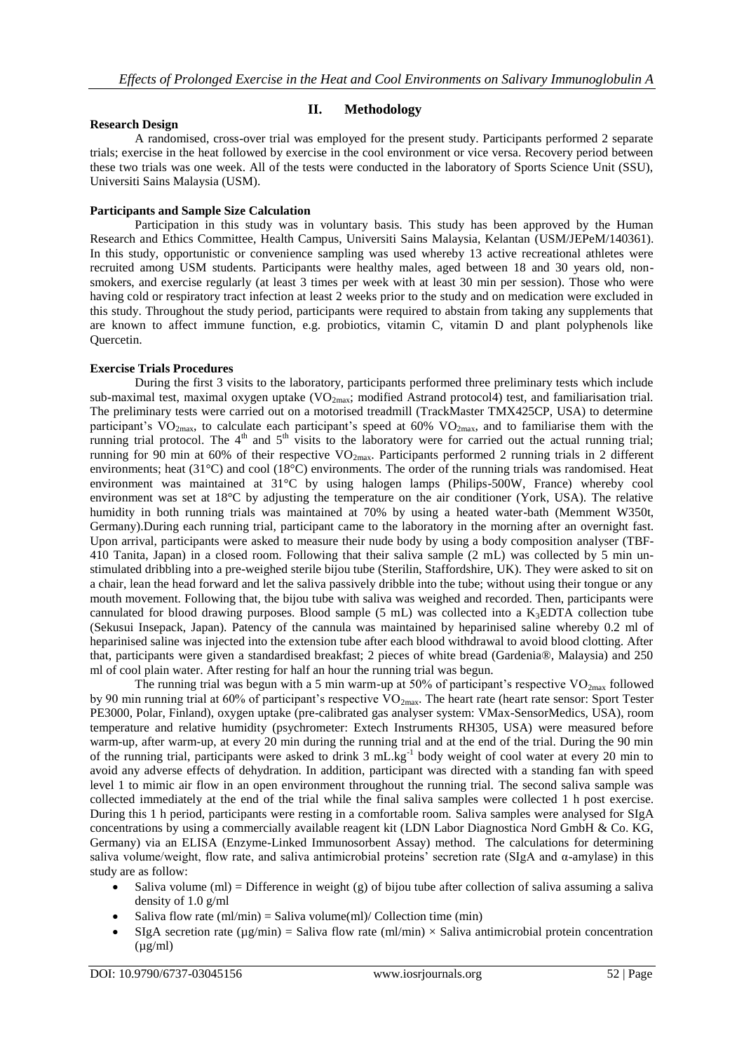## II. Methodology

### Research Design

A randomised, cross-over trial was employed for the present study. Participants performed 2 separate trials; exercise in the heat followed by exercise in the cool environment or vice versa. Recovery period between these two trials was one week. All of the tests were conducted in the laboratory of Sports Science Unit (SSU), Universiti Sains Malaysia (USM).

### Participants and Sample Size Calculation

Participation in this study was in voluntary basis. This study has been approved by the Human Research and Ethics Committee, Health Campus, Universiti Sains Malaysia, Kelantan (USM/JEPeM/140361). In this study, opportunistic or convenience sampling was used whereby 13 active recreational athletes were recruited among USM students. Participants were healthy males, aged between 18 and 30 years old, non-smokers, and exercise regularly (at least 3 times per week with at least 30 min per session). Those who were having cold or respiratory tract infection at least 2 weeks prior to the study and on medication were excluded in this study. Throughout the study period, participants were required to abstain from taking any supplements that are known to affect immune function, e.g. probiotics, vitamin C, vitamin D and plant polyphenols like Quercetin.

### Exercise Trials Procedures

During the first 3 visits to the laboratory, participants performed three preliminary tests which include sub-maximal test, maximal oxygen uptake ($VO_{2max}$; modified Astrand protocol4) test, and familiarisation trial. The preliminary tests were carried out on a motorised treadmill (TrackMaster TMX425CP, USA) to determine participant's $VO_{2max}$, to calculate each participant's speed at 60% $VO_{2max}$, and to familiarise them with the running trial protocol. The 4[th] and 5[th] visits to the laboratory were for carried out the actual running trial; running for 90 min at 60% of their respective $VO_{2max}$. Participants performed 2 running trials in 2 different environments; heat (31°C) and cool (18°C) environments. The order of the running trials was randomised. Heat environment was maintained at 31°C by using halogen lamps (Philips-500W, France) whereby cool environment was set at 18°C by adjusting the temperature on the air conditioner (York, USA). The relative humidity in both running trials was maintained at 70% by using a heated water-bath (Memment W350t, Germany).During each running trial, participant came to the laboratory in the morning after an overnight fast. Upon arrival, participants were asked to measure their nude body by using a body composition analyser (TBF-410 Tanita, Japan) in a closed room. Following that their saliva sample (2 mL) was collected by 5 min un-stimulated dribbling into a pre-weighed sterile bijou tube (Sterilin, Staffordshire, UK). They were asked to sit on a chair, lean the head forward and let the saliva passively dribble into the tube; without using their tongue or any mouth movement. Following that, the bijou tube with saliva was weighed and recorded. Then, participants were cannulated for blood drawing purposes. Blood sample (5 mL) was collected into a $K_3EDTA$ collection tube (Sekusui Insepack, Japan). Patency of the cannula was maintained by heparinised saline whereby 0.2 ml of heparinised saline was injected into the extension tube after each blood withdrawal to avoid blood clotting. After that, participants were given a standardised breakfast; 2 pieces of white bread (Gardenia®, Malaysia) and 250 ml of cool plain water. After resting for half an hour the running trial was begun.

The running trial was begun with a 5 min warm-up at 50% of participant's respective $VO_{2max}$ followed by 90 min running trial at 60% of participant's respective $VO_{2max}$. The heart rate (heart rate sensor: Sport Tester PE3000, Polar, Finland), oxygen uptake (pre-calibrated gas analyser system: VMax-SensorMedics, USA), room temperature and relative humidity (psychrometer: Extech Instruments RH305, USA) were measured before warm-up, after warm-up, at every 20 min during the running trial and at the end of the trial. During the 90 min of the running trial, participants were asked to drink 3 $mL.kg^{-1}$ body weight of cool water at every 20 min to avoid any adverse effects of dehydration. In addition, participant was directed with a standing fan with speed level 1 to mimic air flow in an open environment throughout the running trial. The second saliva sample was collected immediately at the end of the trial while the final saliva samples were collected 1 h post exercise. During this 1 h period, participants were resting in a comfortable room. Saliva samples were analysed for SIgA concentrations by using a commercially available reagent kit (LDN Labor Diagnostica Nord GmbH & Co. KG, Germany) via an ELISA (Enzyme-Linked Immunosorbent Assay) method. The calculations for determining saliva volume/weight, flow rate, and saliva antimicrobial proteins' secretion rate (SIgA and α-amylase) in this study are as follow:

- Saliva volume (ml) = Difference in weight (g) of bijou tube after collection of saliva assuming a saliva density of 1.0 g/ml
- Saliva flow rate (ml/min) = Saliva volume(ml)/ Collection time (min)
- SIgA secretion rate (μg/min) = Saliva flow rate (ml/min) × Saliva antimicrobial protein concentration (μg/ml)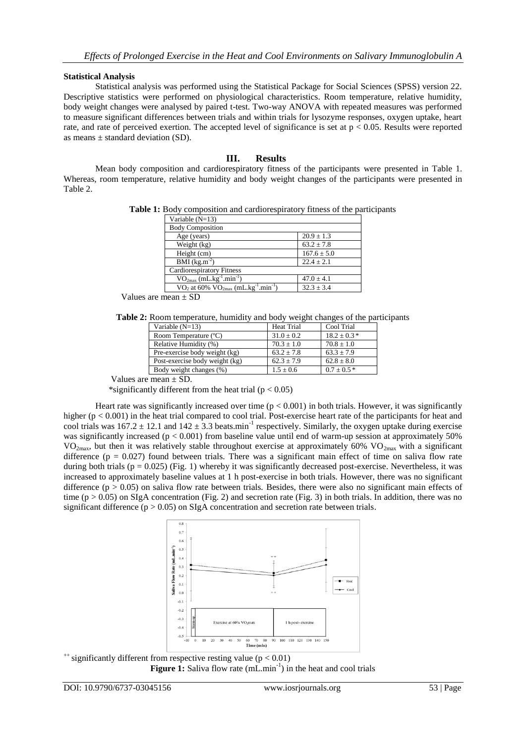### Statistical Analysis

Statistical analysis was performed using the Statistical Package for Social Sciences (SPSS) version 22. Descriptive statistics were performed on physiological characteristics. Room temperature, relative humidity, body weight changes were analysed by paired t-test. Two-way ANOVA with repeated measures was performed to measure significant differences between trials and within trials for lysozyme responses, oxygen uptake, heart rate, and rate of perceived exertion. The accepted level of significance is set at $p < 0.05$. Results were reported as means ± standard deviation (SD).

## III. Results

Mean body composition and cardiorespiratory fitness of the participants were presented in Table 1. Whereas, room temperature, relative humidity and body weight changes of the participants were presented in Table 2.

**Table 1:** Body composition and cardiorespiratory fitness of the participants

| Variable (N=13) | |
|---|---|
| Body Composition | |
| Age (years) | 20.9 ± 1.3 |
| Weight (kg) | 63.2 ± 7.8 |
| Height (cm) | 167.6 ± 5.0 |
| BMI ($kg.m^{-2}$) | 22.4 ± 2.1 |
| Cardiorespiratory Fitness | |
| $VO_{2max}$ ($mL.kg^{-1}.min^{-1}$) | 47.0 ± 4.1 |
| $VO_2$ at 60% $VO_{2max}$ ($mL.kg^{-1}.min^{-1}$) | 32.3 ± 3.4 |

Values are mean ± SD

**Table 2:** Room temperature, humidity and body weight changes of the participants

| Variable (N=13) | Heat Trial | Cool Trial |
|---|---|---|
| Room Temperature (ºC) | 31.0 ± 0.2 | 18.2 ± 0.3 * |
| Relative Humidity (%) | 70.3 ± 1.0 | 70.8 ± 1.0 |
| Pre-exercise body weight (kg) | 63.2 ± 7.8 | 63.3 ± 7.9 |
| Post-exercise body weight (kg) | 62.3 ± 7.9 | 62.8 ± 8.0 |
| Body weight changes (%) | 1.5 ± 0.6 | 0.7 ± 0.5 * |

Values are mean ± SD.

*significantly different from the heat trial ($p < 0.05$)

Heart rate was significantly increased over time ($p < 0.001$) in both trials. However, it was significantly higher ($p < 0.001$) in the heat trial compared to cool trial. Post-exercise heart rate of the participants for heat and cool trials was 167.2 ± 12.1 and 142 ± 3.3 $beats.min^{-1}$ respectively. Similarly, the oxygen uptake during exercise was significantly increased ($p < 0.001$) from baseline value until end of warm-up session at approximately 50% $VO_{2max}$, but then it was relatively stable throughout exercise at approximately 60% $VO_{2max}$ with a significant difference ($p = 0.027$) found between trials. There was a significant main effect of time on saliva flow rate during both trials ($p = 0.025$) (Fig. 1) whereby it was significantly decreased post-exercise. Nevertheless, it was increased to approximately baseline values at 1 h post-exercise in both trials. However, there was no significant difference ($p > 0.05$) on saliva flow rate between trials. Besides, there were also no significant main effects of time ($p > 0.05$) on SIgA concentration (Fig. 2) and secretion rate (Fig. 3) in both trials. In addition, there was no significant difference ($p > 0.05$) on SIgA concentration and secretion rate between trials.

$^{++}$ significantly different from respective resting value ($p < 0.01$)

**Figure 1:** Saliva flow rate ($mL.min^{-1}$) in the heat and cool trials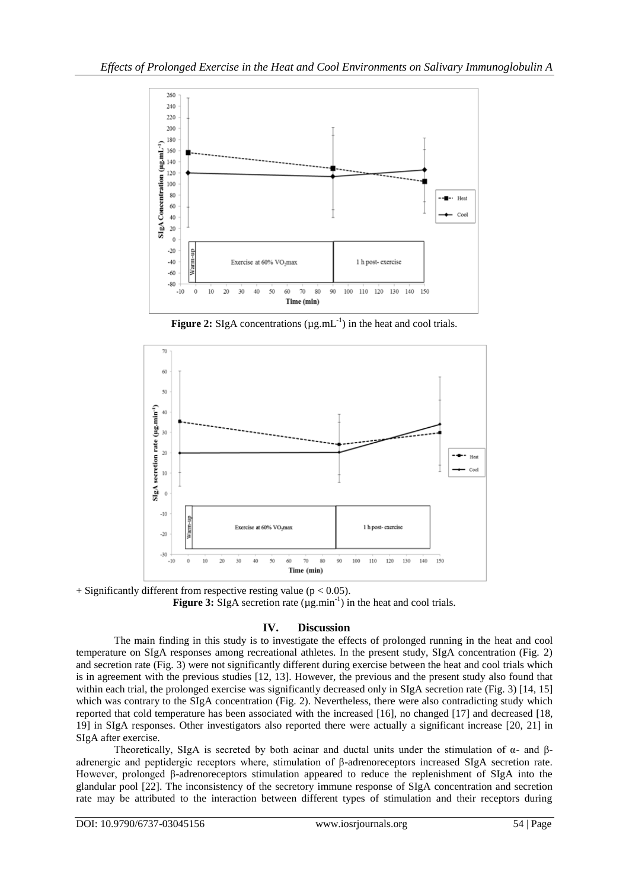**Figure 2:** SIgA concentrations ($\mu g.mL^{-1}$) in the heat and cool trials.

\+ Significantly different from respective resting value ($p < 0.05$).

**Figure 3:** SIgA secretion rate ($\mu g.min^{-1}$) in the heat and cool trials.

## IV. Discussion

The main finding in this study is to investigate the effects of prolonged running in the heat and cool temperature on SIgA responses among recreational athletes. In the present study, SIgA concentration (Fig. 2) and secretion rate (Fig. 3) were not significantly different during exercise between the heat and cool trials which is in agreement with the previous studies [12, 13]. However, the previous and the present study also found that within each trial, the prolonged exercise was significantly decreased only in SIgA secretion rate (Fig. 3) [14, 15] which was contrary to the SIgA concentration (Fig. 2). Nevertheless, there were also contradicting study which reported that cold temperature has been associated with the increased [16], no changed [17] and decreased [18, 19] in SIgA responses. Other investigators also reported there were actually a significant increase [20, 21] in SIgA after exercise.

Theoretically, SIgA is secreted by both acinar and ductal units under the stimulation of α- and β-adrenergic and peptidergic receptors where, stimulation of β-adrenoreceptors increased SIgA secretion rate. However, prolonged β-adrenoreceptors stimulation appeared to reduce the replenishment of SIgA into the glandular pool [22]. The inconsistency of the secretory immune response of SIgA concentration and secretion rate may be attributed to the interaction between different types of stimulation and their receptors during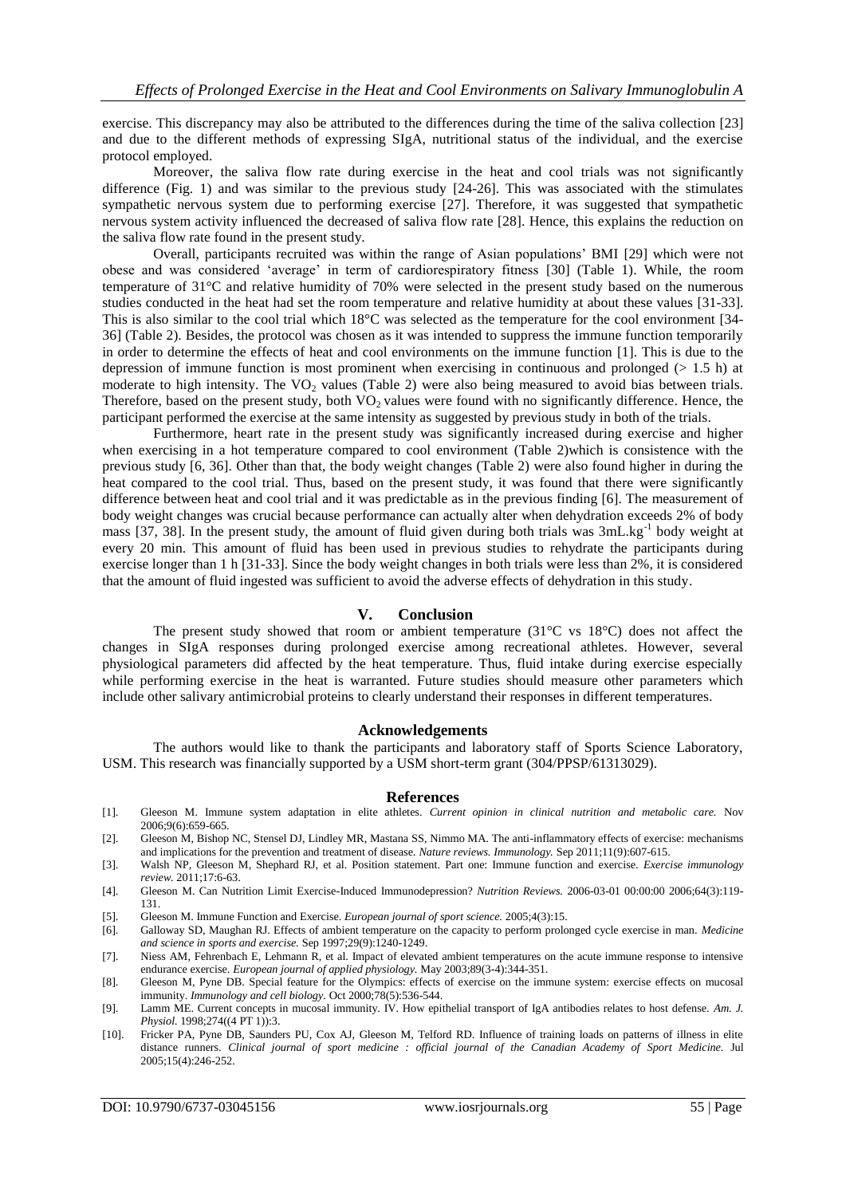exercise. This discrepancy may also be attributed to the differences during the time of the saliva collection [23] and due to the different methods of expressing SIgA, nutritional status of the individual, and the exercise protocol employed.

Moreover, the saliva flow rate during exercise in the heat and cool trials was not significantly difference (Fig. 1) and was similar to the previous study [24-26]. This was associated with the stimulates sympathetic nervous system due to performing exercise [27]. Therefore, it was suggested that sympathetic nervous system activity influenced the decreased of saliva flow rate [28]. Hence, this explains the reduction on the saliva flow rate found in the present study.

Overall, participants recruited was within the range of Asian populations' BMI [29] which were not obese and was considered 'average' in term of cardiorespiratory fitness [30] (Table 1). While, the room temperature of 31°C and relative humidity of 70% were selected in the present study based on the numerous studies conducted in the heat had set the room temperature and relative humidity at about these values [31-33]. This is also similar to the cool trial which 18°C was selected as the temperature for the cool environment [34-36] (Table 2). Besides, the protocol was chosen as it was intended to suppress the immune function temporarily in order to determine the effects of heat and cool environments on the immune function [1]. This is due to the depression of immune function is most prominent when exercising in continuous and prolonged (> 1.5 h) at moderate to high intensity. The $VO_2$ values (Table 2) were also being measured to avoid bias between trials. Therefore, based on the present study, both $VO_2$ values were found with no significantly difference. Hence, the participant performed the exercise at the same intensity as suggested by previous study in both of the trials.

Furthermore, heart rate in the present study was significantly increased during exercise and higher when exercising in a hot temperature compared to cool environment (Table 2)which is consistence with the previous study [6, 36]. Other than that, the body weight changes (Table 2) were also found higher in during the heat compared to the cool trial. Thus, based on the present study, it was found that there were significantly difference between heat and cool trial and it was predictable as in the previous finding [6]. The measurement of body weight changes was crucial because performance can actually alter when dehydration exceeds 2% of body mass [37, 38]. In the present study, the amount of fluid given during both trials was $3mL.kg^{-1}$ body weight at every 20 min. This amount of fluid has been used in previous studies to rehydrate the participants during exercise longer than 1 h [31-33]. Since the body weight changes in both trials were less than 2%, it is considered that the amount of fluid ingested was sufficient to avoid the adverse effects of dehydration in this study.

## V. Conclusion

The present study showed that room or ambient temperature (31°C vs 18°C) does not affect the changes in SIgA responses during prolonged exercise among recreational athletes. However, several physiological parameters did affected by the heat temperature. Thus, fluid intake during exercise especially while performing exercise in the heat is warranted. Future studies should measure other parameters which include other salivary antimicrobial proteins to clearly understand their responses in different temperatures.

## Acknowledgements

The authors would like to thank the participants and laboratory staff of Sports Science Laboratory, USM. This research was financially supported by a USM short-term grant (304/PPSP/61313029).

## References

[1]. Gleeson M. Immune system adaptation in elite athletes. *Current opinion in clinical nutrition and metabolic care.* Nov 2006;9(6):659-665.

[2]. Gleeson M, Bishop NC, Stensel DJ, Lindley MR, Mastana SS, Nimmo MA. The anti-inflammatory effects of exercise: mechanisms and implications for the prevention and treatment of disease. *Nature reviews. Immunology.* Sep 2011;11(9):607-615.

[3]. Walsh NP, Gleeson M, Shephard RJ, et al. Position statement. Part one: Immune function and exercise. *Exercise immunology review.* 2011;17:6-63.

[4]. Gleeson M. Can Nutrition Limit Exercise-Induced Immunodepression? *Nutrition Reviews.* 2006-03-01 00:00:00 2006;64(3):119-131.

[5]. Gleeson M. Immune Function and Exercise. *European journal of sport science.* 2005;4(3):15.

[6]. Galloway SD, Maughan RJ. Effects of ambient temperature on the capacity to perform prolonged cycle exercise in man. *Medicine and science in sports and exercise.* Sep 1997;29(9):1240-1249.

[7]. Niess AM, Fehrenbach E, Lehmann R, et al. Impact of elevated ambient temperatures on the acute immune response to intensive endurance exercise. *European journal of applied physiology.* May 2003;89(3-4):344-351.

[8]. Gleeson M, Pyne DB. Special feature for the Olympics: effects of exercise on the immune system: exercise effects on mucosal immunity. *Immunology and cell biology.* Oct 2000;78(5):536-544.

[9]. Lamm ME. Current concepts in mucosal immunity. IV. How epithelial transport of IgA antibodies relates to host defense. *Am. J. Physiol.* 1998;274((4 PT 1)):3.

[10]. Fricker PA, Pyne DB, Saunders PU, Cox AJ, Gleeson M, Telford RD. Influence of training loads on patterns of illness in elite distance runners. *Clinical journal of sport medicine : official journal of the Canadian Academy of Sport Medicine.* Jul 2005;15(4):246-252.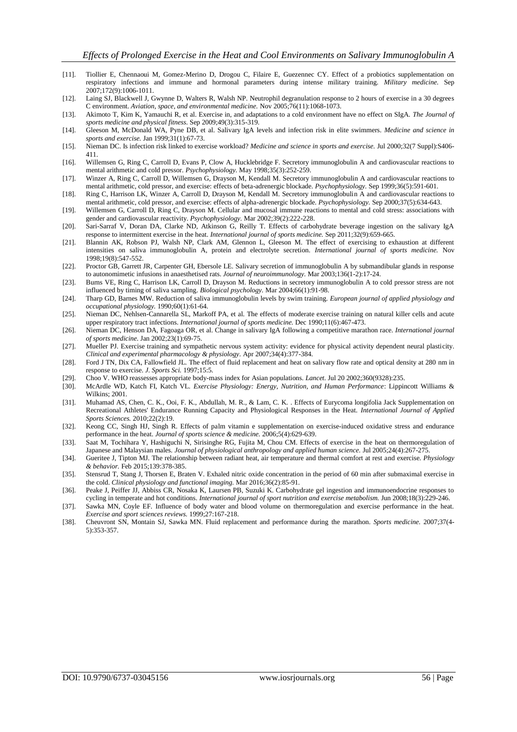[11]. Tiollier E, Chennaoui M, Gomez-Merino D, Drogou C, Filaire E, Guezennec CY. Effect of a probiotics supplementation on respiratory infections and immune and hormonal parameters during intense military training. *Military medicine.* Sep 2007;172(9):1006-1011.

[12]. Laing SJ, Blackwell J, Gwynne D, Walters R, Walsh NP. Neutrophil degranulation response to 2 hours of exercise in a 30 degrees C environment. *Aviation, space, and environmental medicine.* Nov 2005;76(11):1068-1073.

[13]. Akimoto T, Kim K, Yamauchi R, et al. Exercise in, and adaptations to a cold environment have no effect on SIgA. *The Journal of sports medicine and physical fitness.* Sep 2009;49(3):315-319.

[14]. Gleeson M, McDonald WA, Pyne DB, et al. Salivary IgA levels and infection risk in elite swimmers. *Medicine and science in sports and exercise.* Jan 1999;31(1):67-73.

[15]. Nieman DC. Is infection risk linked to exercise workload? *Medicine and science in sports and exercise.* Jul 2000;32(7 Suppl):S406-411.

[16]. Willemsen G, Ring C, Carroll D, Evans P, Clow A, Hucklebridge F. Secretory immunoglobulin A and cardiovascular reactions to mental arithmetic and cold pressor. *Psychophysiology.* May 1998;35(3):252-259.

[17]. Winzer A, Ring C, Carroll D, Willemsen G, Drayson M, Kendall M. Secretory immunoglobulin A and cardiovascular reactions to mental arithmetic, cold pressor, and exercise: effects of beta-adrenergic blockade. *Psychophysiology.* Sep 1999;36(5):591-601.

[18]. Ring C, Harrison LK, Winzer A, Carroll D, Drayson M, Kendall M. Secretory immunoglobulin A and cardiovascular reactions to mental arithmetic, cold pressor, and exercise: effects of alpha-adrenergic blockade. *Psychophysiology.* Sep 2000;37(5):634-643.

[19]. Willemsen G, Carroll D, Ring C, Drayson M. Cellular and mucosal immune reactions to mental and cold stress: associations with gender and cardiovascular reactivity. *Psychophysiology.* Mar 2002;39(2):222-228.

[20]. Sari-Sarraf V, Doran DA, Clarke ND, Atkinson G, Reilly T. Effects of carbohydrate beverage ingestion on the salivary IgA response to intermittent exercise in the heat. *International journal of sports medicine.* Sep 2011;32(9):659-665.

[21]. Blannin AK, Robson PJ, Walsh NP, Clark AM, Glennon L, Gleeson M. The effect of exercising to exhaustion at different intensities on saliva immunoglobulin A, protein and electrolyte secretion. *International journal of sports medicine.* Nov 1998;19(8):547-552.

[22]. Proctor GB, Garrett JR, Carpenter GH, Ebersole LE. Salivary secretion of immunoglobulin A by submandibular glands in response to autonomimetic infusions in anaesthetised rats. *Journal of neuroimmunology.* Mar 2003;136(1-2):17-24.

[23]. Burns VE, Ring C, Harrison LK, Carroll D, Drayson M. Reductions in secretory immunoglobulin A to cold pressor stress are not influenced by timing of saliva sampling. *Biological psychology.* Mar 2004;66(1):91-98.

[24]. Tharp GD, Barnes MW. Reduction of saliva immunoglobulin levels by swim training. *European journal of applied physiology and occupational physiology.* 1990;60(1):61-64.

[25]. Nieman DC, Nehlsen-Cannarella SL, Markoff PA, et al. The effects of moderate exercise training on natural killer cells and acute upper respiratory tract infections. *International journal of sports medicine.* Dec 1990;11(6):467-473.

[26]. Nieman DC, Henson DA, Fagoaga OR, et al. Change in salivary IgA following a competitive marathon race. *International journal of sports medicine.* Jan 2002;23(1):69-75.

[27]. Mueller PJ. Exercise training and sympathetic nervous system activity: evidence for physical activity dependent neural plasticity. *Clinical and experimental pharmacology & physiology.* Apr 2007;34(4):377-384.

[28]. Ford J TN, Dix CA, Fallowfield JL. The effect of fluid replacement and heat on salivary flow rate and optical density at 280 nm in response to exercise. *J. Sports Sci.* 1997;15:5.

[29]. Choo V. WHO reassesses appropriate body-mass index for Asian populations. *Lancet.* Jul 20 2002;360(9328):235.

[30]. McArdle WD, Katch FI, Katch VL. *Exercise Physiology: Energy, Nutrition, and Human Performance*: Lippincott Williams & Wilkins; 2001.

[31]. Muhamad AS, Chen, C. K., Ooi, F. K., Abdullah, M. R., & Lam, C. K. . Effects of Eurycoma longifolia Jack Supplementation on Recreational Athletes' Endurance Running Capacity and Physiological Responses in the Heat. *International Journal of Applied Sports Sciences.* 2010;22(2):19.

[32]. Keong CC, Singh HJ, Singh R. Effects of palm vitamin e supplementation on exercise-induced oxidative stress and endurance performance in the heat. *Journal of sports science & medicine.* 2006;5(4):629-639.

[33]. Saat M, Tochihara Y, Hashiguchi N, Sirisinghe RG, Fujita M, Chou CM. Effects of exercise in the heat on thermoregulation of Japanese and Malaysian males. *Journal of physiological anthropology and applied human science.* Jul 2005;24(4):267-275.

[34]. Gueritee J, Tipton MJ. The relationship between radiant heat, air temperature and thermal comfort at rest and exercise. *Physiology & behavior.* Feb 2015;139:378-385.

[35]. Stensrud T, Stang J, Thorsen E, Braten V. Exhaled nitric oxide concentration in the period of 60 min after submaximal exercise in the cold. *Clinical physiology and functional imaging.* Mar 2016;36(2):85-91.

[36]. Peake J, Peiffer JJ, Abbiss CR, Nosaka K, Laursen PB, Suzuki K. Carbohydrate gel ingestion and immunoendocrine responses to cycling in temperate and hot conditions. *International journal of sport nutrition and exercise metabolism.* Jun 2008;18(3):229-246.

[37]. Sawka MN, Coyle EF. Influence of body water and blood volume on thermoregulation and exercise performance in the heat. *Exercise and sport sciences reviews.* 1999;27:167-218.

[38]. Cheuvront SN, Montain SJ, Sawka MN. Fluid replacement and performance during the marathon. *Sports medicine.* 2007;37(4-5):353-357.